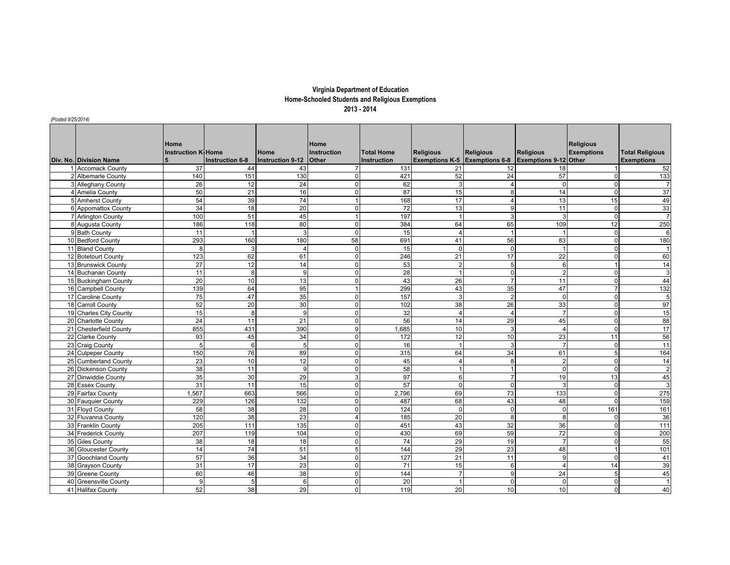**Virginia Department of Education**
**Home-Schooled Students and Religious Exemptions**
**2013 - 2014**

*(Posted 9/25/2014)*

| Div. No. | Division Name | Home Instruction K-5 | Home Instruction 6-8 | Home Instruction 9-12 | Home Instruction Other | Total Home Instruction | Religious Exemptions K-5 | Religious Exemptions 6-8 | Religious Exemptions 9-12 | Religious Exemptions Other | Total Religious Exemptions |
|---|---|---|---|---|---|---|---|---|---|---|---|
| 1 | Accomack County | 37 | 44 | 43 | 7 | 131 | 21 | 12 | 18 | 1 | 52 |
| 2 | Albemarle County | 140 | 151 | 130 | 0 | 421 | 52 | 24 | 57 | 0 | 133 |
| 3 | Alleghany County | 26 | 12 | 24 | 0 | 62 | 3 | 4 | 0 | 0 | 7 |
| 4 | Amelia County | 50 | 21 | 16 | 0 | 87 | 15 | 8 | 14 | 0 | 37 |
| 5 | Amherst County | 54 | 39 | 74 | 1 | 168 | 17 | 4 | 13 | 15 | 49 |
| 6 | Appomattox County | 34 | 18 | 20 | 0 | 72 | 13 | 9 | 11 | 0 | 33 |
| 7 | Arlington County | 100 | 51 | 45 | 1 | 197 | 1 | 3 | 3 | 0 | 7 |
| 8 | Augusta County | 186 | 118 | 80 | 0 | 384 | 64 | 65 | 109 | 12 | 250 |
| 9 | Bath County | 11 | 1 | 3 | 0 | 15 | 4 | 1 | 1 | 0 | 6 |
| 10 | Bedford County | 293 | 160 | 180 | 58 | 691 | 41 | 56 | 83 | 0 | 180 |
| 11 | Bland County | 8 | 3 | 4 | 0 | 15 | 0 | 0 | 1 | 0 | 1 |
| 12 | Botetourt County | 123 | 62 | 61 | 0 | 246 | 21 | 17 | 22 | 0 | 60 |
| 13 | Brunswick County | 27 | 12 | 14 | 0 | 53 | 2 | 5 | 6 | 1 | 14 |
| 14 | Buchanan County | 11 | 8 | 9 | 0 | 28 | 1 | 0 | 2 | 0 | 3 |
| 15 | Buckingham County | 20 | 10 | 13 | 0 | 43 | 26 | 7 | 11 | 0 | 44 |
| 16 | Campbell County | 139 | 64 | 95 | 1 | 299 | 43 | 35 | 47 | 7 | 132 |
| 17 | Caroline County | 75 | 47 | 35 | 0 | 157 | 3 | 2 | 0 | 0 | 5 |
| 18 | Carroll County | 52 | 20 | 30 | 0 | 102 | 38 | 26 | 33 | 0 | 97 |
| 19 | Charles City County | 15 | 8 | 9 | 0 | 32 | 4 | 4 | 7 | 0 | 15 |
| 20 | Charlotte County | 24 | 11 | 21 | 0 | 56 | 14 | 29 | 45 | 0 | 88 |
| 21 | Chesterfield County | 855 | 431 | 390 | 9 | 1,685 | 10 | 3 | 4 | 0 | 17 |
| 22 | Clarke County | 93 | 45 | 34 | 0 | 172 | 12 | 10 | 23 | 11 | 56 |
| 23 | Craig County | 5 | 6 | 5 | 0 | 16 | 1 | 3 | 7 | 0 | 11 |
| 24 | Culpeper County | 150 | 76 | 89 | 0 | 315 | 64 | 34 | 61 | 5 | 164 |
| 25 | Cumberland County | 23 | 10 | 12 | 0 | 45 | 4 | 8 | 2 | 0 | 14 |
| 26 | Dickenson County | 38 | 11 | 9 | 0 | 58 | 1 | 1 | 0 | 0 | 2 |
| 27 | Dinwiddie County | 35 | 30 | 29 | 3 | 97 | 6 | 7 | 19 | 13 | 45 |
| 28 | Essex County | 31 | 11 | 15 | 0 | 57 | 0 | 0 | 3 | 0 | 3 |
| 29 | Fairfax County | 1,567 | 663 | 566 | 0 | 2,796 | 69 | 73 | 133 | 0 | 275 |
| 30 | Fauquier County | 229 | 126 | 132 | 0 | 487 | 68 | 43 | 48 | 0 | 159 |
| 31 | Floyd County | 58 | 38 | 28 | 0 | 124 | 0 | 0 | 0 | 161 | 161 |
| 32 | Fluvanna County | 120 | 38 | 23 | 4 | 185 | 20 | 8 | 8 | 0 | 36 |
| 33 | Franklin County | 205 | 111 | 135 | 0 | 451 | 43 | 32 | 36 | 0 | 111 |
| 34 | Frederick County | 207 | 119 | 104 | 0 | 430 | 69 | 59 | 72 | 0 | 200 |
| 35 | Giles County | 38 | 18 | 18 | 0 | 74 | 29 | 19 | 7 | 0 | 55 |
| 36 | Gloucester County | 14 | 74 | 51 | 5 | 144 | 29 | 23 | 48 | 1 | 101 |
| 37 | Goochland County | 57 | 36 | 34 | 0 | 127 | 21 | 11 | 9 | 0 | 41 |
| 38 | Grayson County | 31 | 17 | 23 | 0 | 71 | 15 | 6 | 4 | 14 | 39 |
| 39 | Greene County | 60 | 46 | 38 | 0 | 144 | 7 | 9 | 24 | 5 | 45 |
| 40 | Greensville County | 9 | 5 | 6 | 0 | 20 | 1 | 0 | 0 | 0 | 1 |
| 41 | Halifax County | 52 | 38 | 29 | 0 | 119 | 20 | 10 | 10 | 0 | 40 |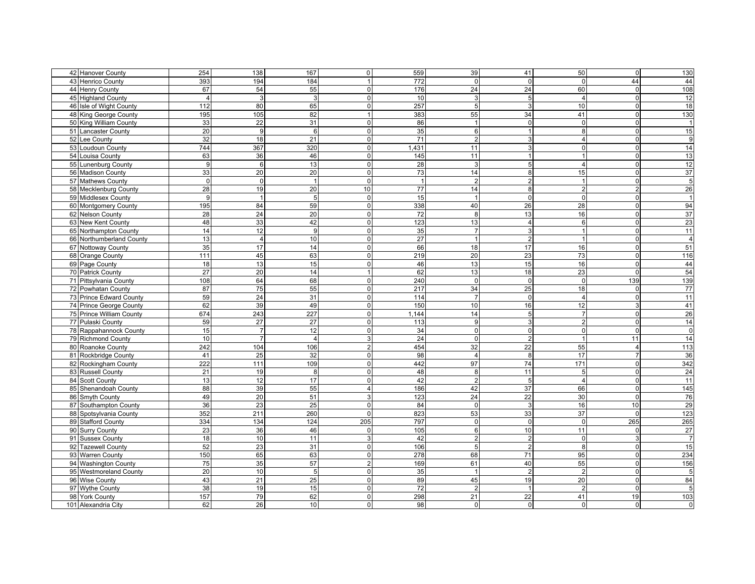| | | | | | | | | | | |
|---|---|---|---|---|---|---|---|---|---|---|
| 42 | Hanover County | 254 | 138 | 167 | 0 | 559 | 39 | 41 | 50 | 0 | 130 |
| 43 | Henrico County | 393 | 194 | 184 | 1 | 772 | 0 | 0 | 0 | 44 | 44 |
| 44 | Henry County | 67 | 54 | 55 | 0 | 176 | 24 | 24 | 60 | 0 | 108 |
| 45 | Highland County | 4 | 3 | 3 | 0 | 10 | 3 | 5 | 4 | 0 | 12 |
| 46 | Isle of Wight County | 112 | 80 | 65 | 0 | 257 | 5 | 3 | 10 | 0 | 18 |
| 48 | King George County | 195 | 105 | 82 | 1 | 383 | 55 | 34 | 41 | 0 | 130 |
| 50 | King William County | 33 | 22 | 31 | 0 | 86 | 1 | 0 | 0 | 0 | 1 |
| 51 | Lancaster County | 20 | 9 | 6 | 0 | 35 | 6 | 1 | 8 | 0 | 15 |
| 52 | Lee County | 32 | 18 | 21 | 0 | 71 | 2 | 3 | 4 | 0 | 9 |
| 53 | Loudoun County | 744 | 367 | 320 | 0 | 1,431 | 11 | 3 | 0 | 0 | 14 |
| 54 | Louisa County | 63 | 36 | 46 | 0 | 145 | 11 | 1 | 1 | 0 | 13 |
| 55 | Lunenburg County | 9 | 6 | 13 | 0 | 28 | 3 | 5 | 4 | 0 | 12 |
| 56 | Madison County | 33 | 20 | 20 | 0 | 73 | 14 | 8 | 15 | 0 | 37 |
| 57 | Mathews County | 0 | 0 | 1 | 0 | 1 | 2 | 2 | 1 | 0 | 5 |
| 58 | Mecklenburg County | 28 | 19 | 20 | 10 | 77 | 14 | 8 | 2 | 2 | 26 |
| 59 | Middlesex County | 9 | 1 | 5 | 0 | 15 | 1 | 0 | 0 | 0 | 1 |
| 60 | Montgomery County | 195 | 84 | 59 | 0 | 338 | 40 | 26 | 28 | 0 | 94 |
| 62 | Nelson County | 28 | 24 | 20 | 0 | 72 | 8 | 13 | 16 | 0 | 37 |
| 63 | New Kent County | 48 | 33 | 42 | 0 | 123 | 13 | 4 | 6 | 0 | 23 |
| 65 | Northampton County | 14 | 12 | 9 | 0 | 35 | 7 | 3 | 1 | 0 | 11 |
| 66 | Northumberland County | 13 | 4 | 10 | 0 | 27 | 1 | 2 | 1 | 0 | 4 |
| 67 | Nottoway County | 35 | 17 | 14 | 0 | 66 | 18 | 17 | 16 | 0 | 51 |
| 68 | Orange County | 111 | 45 | 63 | 0 | 219 | 20 | 23 | 73 | 0 | 116 |
| 69 | Page County | 18 | 13 | 15 | 0 | 46 | 13 | 15 | 16 | 0 | 44 |
| 70 | Patrick County | 27 | 20 | 14 | 1 | 62 | 13 | 18 | 23 | 0 | 54 |
| 71 | Pittsylvania County | 108 | 64 | 68 | 0 | 240 | 0 | 0 | 0 | 139 | 139 |
| 72 | Powhatan County | 87 | 75 | 55 | 0 | 217 | 34 | 25 | 18 | 0 | 77 |
| 73 | Prince Edward County | 59 | 24 | 31 | 0 | 114 | 7 | 0 | 4 | 0 | 11 |
| 74 | Prince George County | 62 | 39 | 49 | 0 | 150 | 10 | 16 | 12 | 3 | 41 |
| 75 | Prince William County | 674 | 243 | 227 | 0 | 1,144 | 14 | 5 | 7 | 0 | 26 |
| 77 | Pulaski County | 59 | 27 | 27 | 0 | 113 | 9 | 3 | 2 | 0 | 14 |
| 78 | Rappahannock County | 15 | 7 | 12 | 0 | 34 | 0 | 0 | 0 | 0 | 0 |
| 79 | Richmond County | 10 | 7 | 4 | 3 | 24 | 0 | 2 | 1 | 11 | 14 |
| 80 | Roanoke County | 242 | 104 | 106 | 2 | 454 | 32 | 22 | 55 | 4 | 113 |
| 81 | Rockbridge County | 41 | 25 | 32 | 0 | 98 | 4 | 8 | 17 | 7 | 36 |
| 82 | Rockingham County | 222 | 111 | 109 | 0 | 442 | 97 | 74 | 171 | 0 | 342 |
| 83 | Russell County | 21 | 19 | 8 | 0 | 48 | 8 | 11 | 5 | 0 | 24 |
| 84 | Scott County | 13 | 12 | 17 | 0 | 42 | 2 | 5 | 4 | 0 | 11 |
| 85 | Shenandoah County | 88 | 39 | 55 | 4 | 186 | 42 | 37 | 66 | 0 | 145 |
| 86 | Smyth County | 49 | 20 | 51 | 3 | 123 | 24 | 22 | 30 | 0 | 76 |
| 87 | Southampton County | 36 | 23 | 25 | 0 | 84 | 0 | 3 | 16 | 10 | 29 |
| 88 | Spotsylvania County | 352 | 211 | 260 | 0 | 823 | 53 | 33 | 37 | 0 | 123 |
| 89 | Stafford County | 334 | 134 | 124 | 205 | 797 | 0 | 0 | 0 | 265 | 265 |
| 90 | Surry County | 23 | 36 | 46 | 0 | 105 | 6 | 10 | 11 | 0 | 27 |
| 91 | Sussex County | 18 | 10 | 11 | 3 | 42 | 2 | 2 | 0 | 3 | 7 |
| 92 | Tazewell County | 52 | 23 | 31 | 0 | 106 | 5 | 2 | 8 | 0 | 15 |
| 93 | Warren County | 150 | 65 | 63 | 0 | 278 | 68 | 71 | 95 | 0 | 234 |
| 94 | Washington County | 75 | 35 | 57 | 2 | 169 | 61 | 40 | 55 | 0 | 156 |
| 95 | Westmoreland County | 20 | 10 | 5 | 0 | 35 | 1 | 2 | 2 | 0 | 5 |
| 96 | Wise County | 43 | 21 | 25 | 0 | 89 | 45 | 19 | 20 | 0 | 84 |
| 97 | Wythe County | 38 | 19 | 15 | 0 | 72 | 2 | 1 | 2 | 0 | 5 |
| 98 | York County | 157 | 79 | 62 | 0 | 298 | 21 | 22 | 41 | 19 | 103 |
| 101 | Alexandria City | 62 | 26 | 10 | 0 | 98 | 0 | 0 | 0 | 0 | 0 |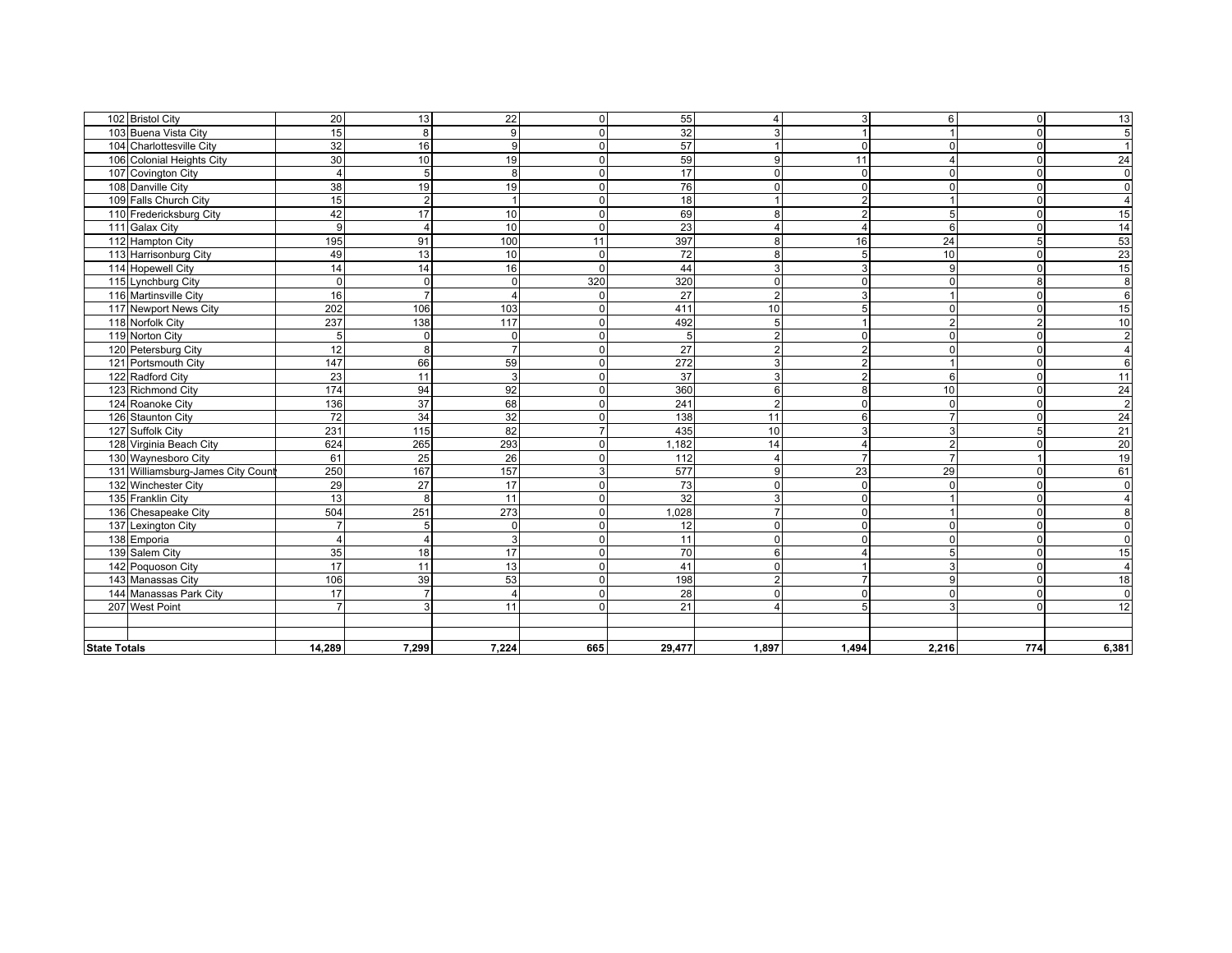| | | | | | | | | | | | |
|---|---|---|---|---|---|---|---|---|---|---|---|
| 102 | Bristol City | 20 | 13 | 22 | 0 | 55 | 4 | 3 | 6 | 0 | 13 |
| 103 | Buena Vista City | 15 | 8 | 9 | 0 | 32 | 3 | 1 | 1 | 0 | 5 |
| 104 | Charlottesville City | 32 | 16 | 9 | 0 | 57 | 1 | 0 | 0 | 0 | 1 |
| 106 | Colonial Heights City | 30 | 10 | 19 | 0 | 59 | 9 | 11 | 4 | 0 | 24 |
| 107 | Covington City | 4 | 5 | 8 | 0 | 17 | 0 | 0 | 0 | 0 | 0 |
| 108 | Danville City | 38 | 19 | 19 | 0 | 76 | 0 | 0 | 0 | 0 | 0 |
| 109 | Falls Church City | 15 | 2 | 1 | 0 | 18 | 1 | 2 | 1 | 0 | 4 |
| 110 | Fredericksburg City | 42 | 17 | 10 | 0 | 69 | 8 | 2 | 5 | 0 | 15 |
| 111 | Galax City | 9 | 4 | 10 | 0 | 23 | 4 | 4 | 6 | 0 | 14 |
| 112 | Hampton City | 195 | 91 | 100 | 11 | 397 | 8 | 16 | 24 | 5 | 53 |
| 113 | Harrisonburg City | 49 | 13 | 10 | 0 | 72 | 8 | 5 | 10 | 0 | 23 |
| 114 | Hopewell City | 14 | 14 | 16 | 0 | 44 | 3 | 3 | 9 | 0 | 15 |
| 115 | Lynchburg City | 0 | 0 | 0 | 320 | 320 | 0 | 0 | 0 | 8 | 8 |
| 116 | Martinsville City | 16 | 7 | 4 | 0 | 27 | 2 | 3 | 1 | 0 | 6 |
| 117 | Newport News City | 202 | 106 | 103 | 0 | 411 | 10 | 5 | 0 | 0 | 15 |
| 118 | Norfolk City | 237 | 138 | 117 | 0 | 492 | 5 | 1 | 2 | 2 | 10 |
| 119 | Norton City | 5 | 0 | 0 | 0 | 5 | 2 | 0 | 0 | 0 | 2 |
| 120 | Petersburg City | 12 | 8 | 7 | 0 | 27 | 2 | 2 | 0 | 0 | 4 |
| 121 | Portsmouth City | 147 | 66 | 59 | 0 | 272 | 3 | 2 | 1 | 0 | 6 |
| 122 | Radford City | 23 | 11 | 3 | 0 | 37 | 3 | 2 | 6 | 0 | 11 |
| 123 | Richmond City | 174 | 94 | 92 | 0 | 360 | 6 | 8 | 10 | 0 | 24 |
| 124 | Roanoke City | 136 | 37 | 68 | 0 | 241 | 2 | 0 | 0 | 0 | 2 |
| 126 | Staunton City | 72 | 34 | 32 | 0 | 138 | 11 | 6 | 7 | 0 | 24 |
| 127 | Suffolk City | 231 | 115 | 82 | 7 | 435 | 10 | 3 | 3 | 5 | 21 |
| 128 | Virginia Beach City | 624 | 265 | 293 | 0 | 1,182 | 14 | 4 | 2 | 0 | 20 |
| 130 | Waynesboro City | 61 | 25 | 26 | 0 | 112 | 4 | 7 | 7 | 1 | 19 |
| 131 | Williamsburg-James City Count | 250 | 167 | 157 | 3 | 577 | 9 | 23 | 29 | 0 | 61 |
| 132 | Winchester City | 29 | 27 | 17 | 0 | 73 | 0 | 0 | 0 | 0 | 0 |
| 135 | Franklin City | 13 | 8 | 11 | 0 | 32 | 3 | 0 | 1 | 0 | 4 |
| 136 | Chesapeake City | 504 | 251 | 273 | 0 | 1,028 | 7 | 0 | 1 | 0 | 8 |
| 137 | Lexington City | 7 | 5 | 0 | 0 | 12 | 0 | 0 | 0 | 0 | 0 |
| 138 | Emporia | 4 | 4 | 3 | 0 | 11 | 0 | 0 | 0 | 0 | 0 |
| 139 | Salem City | 35 | 18 | 17 | 0 | 70 | 6 | 4 | 5 | 0 | 15 |
| 142 | Poquoson City | 17 | 11 | 13 | 0 | 41 | 0 | 1 | 3 | 0 | 4 |
| 143 | Manassas City | 106 | 39 | 53 | 0 | 198 | 2 | 7 | 9 | 0 | 18 |
| 144 | Manassas Park City | 17 | 7 | 4 | 0 | 28 | 0 | 0 | 0 | 0 | 0 |
| 207 | West Point | 7 | 3 | 11 | 0 | 21 | 4 | 5 | 3 | 0 | 12 |
| | | | | | | | | | | | |
| | | | | | | | | | | | |
| **State Totals** | | **14,289** | **7,299** | **7,224** | **665** | **29,477** | **1,897** | **1,494** | **2,216** | **774** | **6,381** |